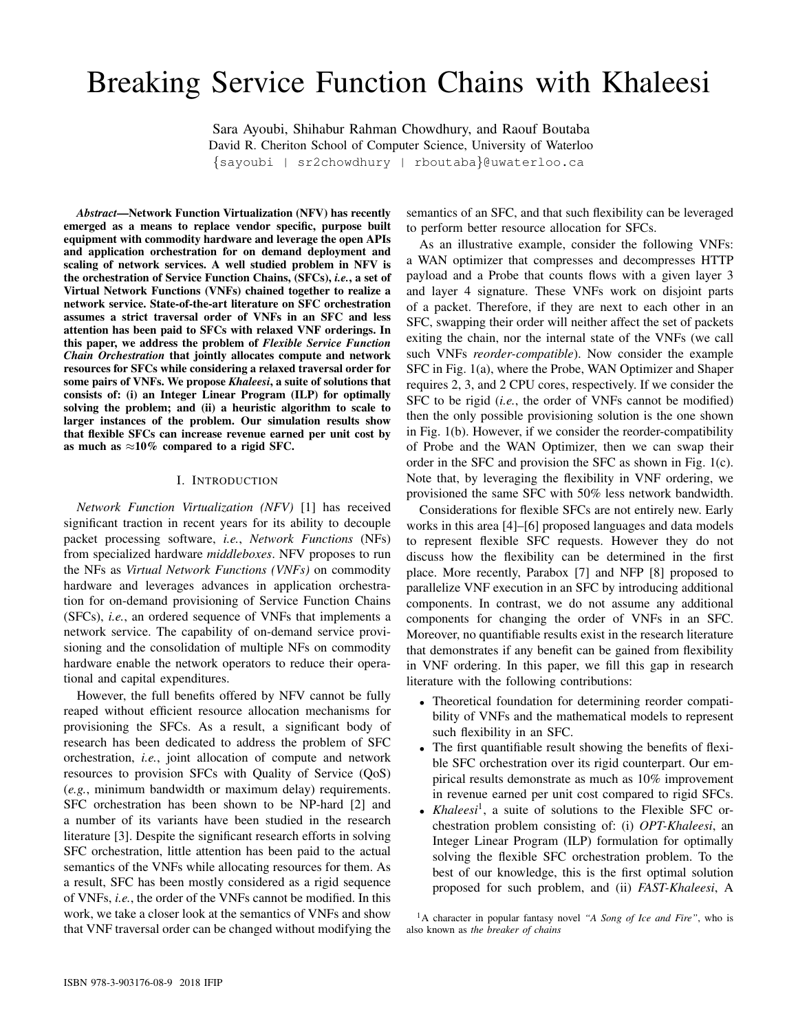# Breaking Service Function Chains with Khaleesi

Sara Ayoubi, Shihabur Rahman Chowdhury, and Raouf Boutaba
David R. Cheriton School of Computer Science, University of Waterloo
{sayoubi | sr2chowdhury | rboutaba}@uwaterloo.ca

***Abstract*—Network Function Virtualization (NFV) has recently emerged as a means to replace vendor specific, purpose built equipment with commodity hardware and leverage the open APIs and application orchestration for on demand deployment and scaling of network services. A well studied problem in NFV is the orchestration of Service Function Chains, (SFCs), *i.e.*, a set of Virtual Network Functions (VNFs) chained together to realize a network service. State-of-the-art literature on SFC orchestration assumes a strict traversal order of VNFs in an SFC and less attention has been paid to SFCs with relaxed VNF orderings. In this paper, we address the problem of *Flexible Service Function Chain Orchestration* that jointly allocates compute and network resources for SFCs while considering a relaxed traversal order for some pairs of VNFs. We propose *Khaleesi*, a suite of solutions that consists of: (i) an Integer Linear Program (ILP) for optimally solving the problem; and (ii) a heuristic algorithm to scale to larger instances of the problem. Our simulation results show that flexible SFCs can increase revenue earned per unit cost by as much as ≈10% compared to a rigid SFC.**

## I. Introduction

*Network Function Virtualization (NFV)* [1] has received significant traction in recent years for its ability to decouple packet processing software, *i.e.*, *Network Functions* (NFs) from specialized hardware *middleboxes*. NFV proposes to run the NFs as *Virtual Network Functions (VNFs)* on commodity hardware and leverages advances in application orchestration for on-demand provisioning of Service Function Chains (SFCs), *i.e.*, an ordered sequence of VNFs that implements a network service. The capability of on-demand service provisioning and the consolidation of multiple NFs on commodity hardware enable the network operators to reduce their operational and capital expenditures.

However, the full benefits offered by NFV cannot be fully reaped without efficient resource allocation mechanisms for provisioning the SFCs. As a result, a significant body of research has been dedicated to address the problem of SFC orchestration, *i.e.*, joint allocation of compute and network resources to provision SFCs with Quality of Service (QoS) (*e.g.*, minimum bandwidth or maximum delay) requirements. SFC orchestration has been shown to be NP-hard [2] and a number of its variants have been studied in the research literature [3]. Despite the significant research efforts in solving SFC orchestration, little attention has been paid to the actual semantics of the VNFs while allocating resources for them. As a result, SFC has been mostly considered as a rigid sequence of VNFs, *i.e.*, the order of the VNFs cannot be modified. In this work, we take a closer look at the semantics of VNFs and show that VNF traversal order can be changed without modifying the semantics of an SFC, and that such flexibility can be leveraged to perform better resource allocation for SFCs.

As an illustrative example, consider the following VNFs: a WAN optimizer that compresses and decompresses HTTP payload and a Probe that counts flows with a given layer 3 and layer 4 signature. These VNFs work on disjoint parts of a packet. Therefore, if they are next to each other in an SFC, swapping their order will neither affect the set of packets exiting the chain, nor the internal state of the VNFs (we call such VNFs *reorder-compatible*). Now consider the example SFC in Fig. 1(a), where the Probe, WAN Optimizer and Shaper requires 2, 3, and 2 CPU cores, respectively. If we consider the SFC to be rigid (*i.e.*, the order of VNFs cannot be modified) then the only possible provisioning solution is the one shown in Fig. 1(b). However, if we consider the reorder-compatibility of Probe and the WAN Optimizer, then we can swap their order in the SFC and provision the SFC as shown in Fig. 1(c). Note that, by leveraging the flexibility in VNF ordering, we provisioned the same SFC with 50% less network bandwidth.

Considerations for flexible SFCs are not entirely new. Early works in this area [4]–[6] proposed languages and data models to represent flexible SFC requests. However they do not discuss how the flexibility can be determined in the first place. More recently, Parabox [7] and NFP [8] proposed to parallelize VNF execution in an SFC by introducing additional components. In contrast, we do not assume any additional components for changing the order of VNFs in an SFC. Moreover, no quantifiable results exist in the research literature that demonstrates if any benefit can be gained from flexibility in VNF ordering. In this paper, we fill this gap in research literature with the following contributions:

- Theoretical foundation for determining reorder compatibility of VNFs and the mathematical models to represent such flexibility in an SFC.
- The first quantifiable result showing the benefits of flexible SFC orchestration over its rigid counterpart. Our empirical results demonstrate as much as 10% improvement in revenue earned per unit cost compared to rigid SFCs.
- *Khaleesi*[1], a suite of solutions to the Flexible SFC orchestration problem consisting of: (i) *OPT-Khaleesi*, an Integer Linear Program (ILP) formulation for optimally solving the flexible SFC orchestration problem. To the best of our knowledge, this is the first optimal solution proposed for such problem, and (ii) *FAST-Khaleesi*, A

[1] A character in popular fantasy novel *"A Song of Ice and Fire"*, who is also known as *the breaker of chains*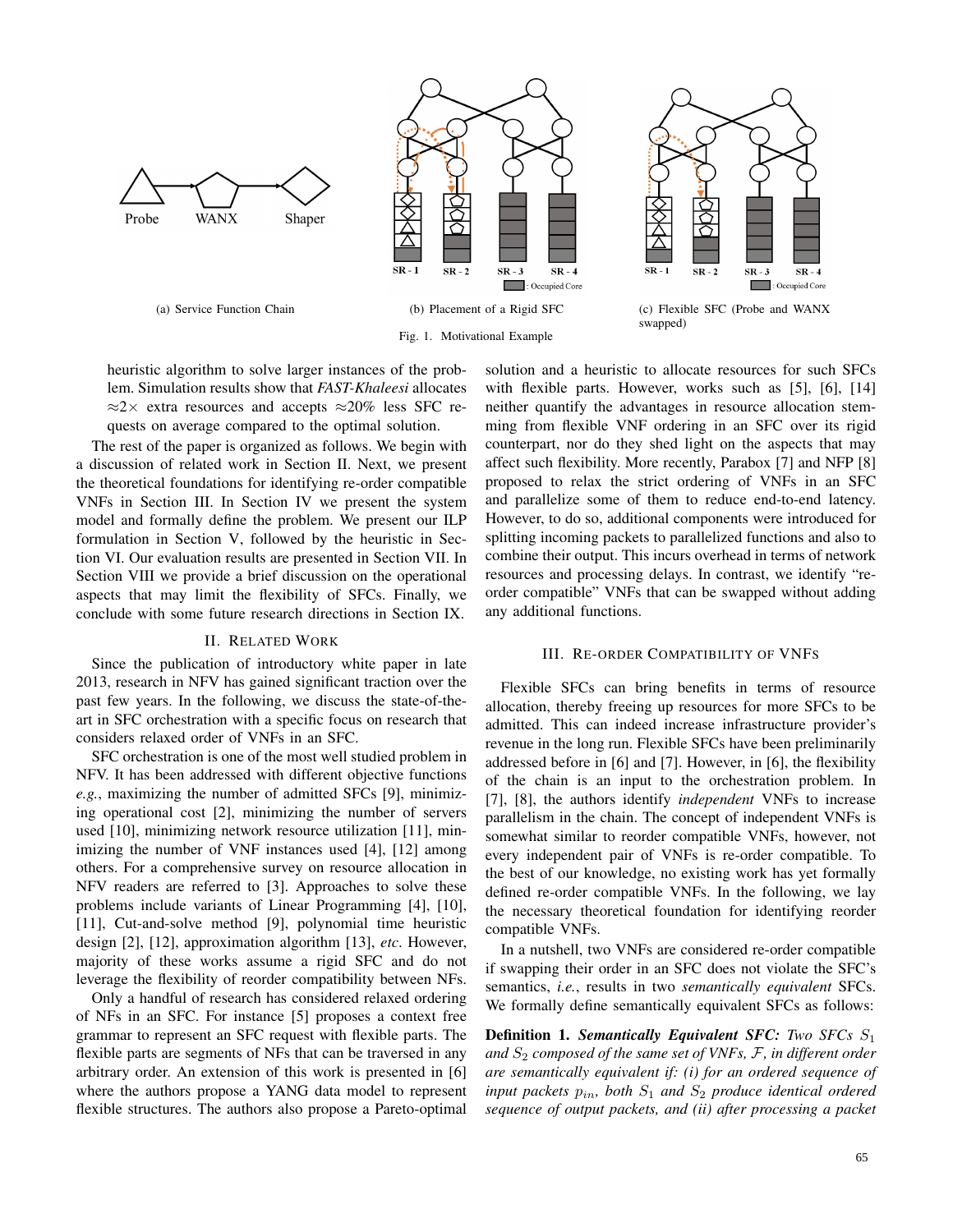(a) Service Function Chain

(b) Placement of a Rigid SFC

(c) Flexible SFC (Probe and WANX swapped)

Fig. 1. Motivational Example

heuristic algorithm to solve larger instances of the problem. Simulation results show that *FAST-Khaleesi* allocates $\approx 2\times$ extra resources and accepts $\approx 20\%$ less SFC requests on average compared to the optimal solution.

The rest of the paper is organized as follows. We begin with a discussion of related work in Section II. Next, we present the theoretical foundations for identifying re-order compatible VNFs in Section III. In Section IV we present the system model and formally define the problem. We present our ILP formulation in Section V, followed by the heuristic in Section VI. Our evaluation results are presented in Section VII. In Section VIII we provide a brief discussion on the operational aspects that may limit the flexibility of SFCs. Finally, we conclude with some future research directions in Section IX.

## II. Related Work

Since the publication of introductory white paper in late 2013, research in NFV has gained significant traction over the past few years. In the following, we discuss the state-of-the-art in SFC orchestration with a specific focus on research that considers relaxed order of VNFs in an SFC.

SFC orchestration is one of the most well studied problem in NFV. It has been addressed with different objective functions *e.g.*, maximizing the number of admitted SFCs [9], minimizing operational cost [2], minimizing the number of servers used [10], minimizing network resource utilization [11], minimizing the number of VNF instances used [4], [12] among others. For a comprehensive survey on resource allocation in NFV readers are referred to [3]. Approaches to solve these problems include variants of Linear Programming [4], [10], [11], Cut-and-solve method [9], polynomial time heuristic design [2], [12], approximation algorithm [13], *etc*. However, majority of these works assume a rigid SFC and do not leverage the flexibility of reorder compatibility between NFs.

Only a handful of research has considered relaxed ordering of NFs in an SFC. For instance [5] proposes a context free grammar to represent an SFC request with flexible parts. The flexible parts are segments of NFs that can be traversed in any arbitrary order. An extension of this work is presented in [6] where the authors propose a YANG data model to represent flexible structures. The authors also propose a Pareto-optimal solution and a heuristic to allocate resources for such SFCs with flexible parts. However, works such as [5], [6], [14] neither quantify the advantages in resource allocation stemming from flexible VNF ordering in an SFC over its rigid counterpart, nor do they shed light on the aspects that may affect such flexibility. More recently, Parabox [7] and NFP [8] proposed to relax the strict ordering of VNFs in an SFC and parallelize some of them to reduce end-to-end latency. However, to do so, additional components were introduced for splitting incoming packets to parallelized functions and also to combine their output. This incurs overhead in terms of network resources and processing delays. In contrast, we identify "re-order compatible" VNFs that can be swapped without adding any additional functions.

## III. Re-order Compatibility of VNFs

Flexible SFCs can bring benefits in terms of resource allocation, thereby freeing up resources for more SFCs to be admitted. This can indeed increase infrastructure provider's revenue in the long run. Flexible SFCs have been preliminarily addressed before in [6] and [7]. However, in [6], the flexibility of the chain is an input to the orchestration problem. In [7], [8], the authors identify *independent* VNFs to increase parallelism in the chain. The concept of independent VNFs is somewhat similar to reorder compatible VNFs, however, not every independent pair of VNFs is re-order compatible. To the best of our knowledge, no existing work has yet formally defined re-order compatible VNFs. In the following, we lay the necessary theoretical foundation for identifying reorder compatible VNFs.

In a nutshell, two VNFs are considered re-order compatible if swapping their order in an SFC does not violate the SFC's semantics, *i.e.*, results in two *semantically equivalent* SFCs. We formally define semantically equivalent SFCs as follows:

**Definition 1.** ***Semantically Equivalent SFC:*** *Two SFCs $S_1$ and $S_2$ composed of the same set of VNFs, $\mathcal{F}$, in different order are semantically equivalent if: (i) for an ordered sequence of input packets $p_{in}$, both $S_1$ and $S_2$ produce identical ordered sequence of output packets, and (ii) after processing a packet*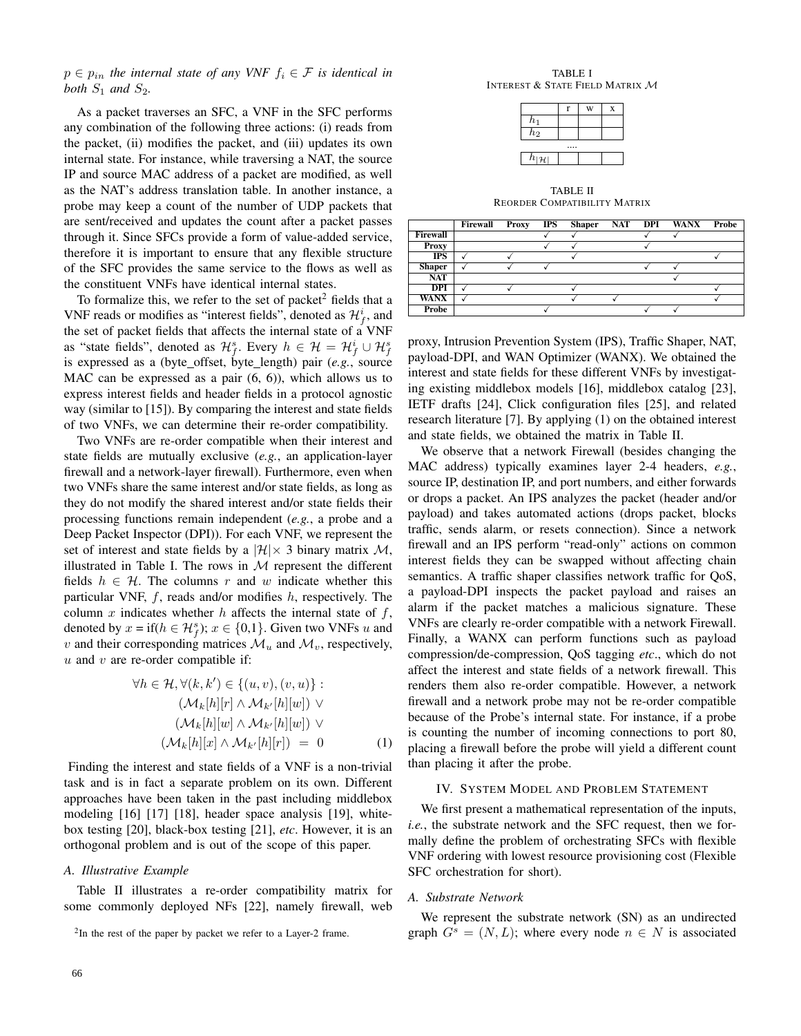$p \in p_{in}$ *the internal state of any VNF* $f_i \in \mathcal{F}$ *is identical in both* $S_1$ *and* $S_2$.

As a packet traverses an SFC, a VNF in the SFC performs any combination of the following three actions: (i) reads from the packet, (ii) modifies the packet, and (iii) updates its own internal state. For instance, while traversing a NAT, the source IP and source MAC address of a packet are modified, as well as the NAT's address translation table. In another instance, a probe may keep a count of the number of UDP packets that are sent/received and updates the count after a packet passes through it. Since SFCs provide a form of value-added service, therefore it is important to ensure that any flexible structure of the SFC provides the same service to the flows as well as the constituent VNFs have identical internal states.

To formalize this, we refer to the set of packet[2] fields that a VNF reads or modifies as "interest fields", denoted as $\mathcal{H}_f^i$, and the set of packet fields that affects the internal state of a VNF as "state fields", denoted as $\mathcal{H}_f^s$. Every $h \in \mathcal{H} = \mathcal{H}_f^i \cup \mathcal{H}_f^s$ is expressed as a (byte_offset, byte_length) pair (*e.g.*, source MAC can be expressed as a pair (6, 6)), which allows us to express interest fields and header fields in a protocol agnostic way (similar to [15]). By comparing the interest and state fields of two VNFs, we can determine their re-order compatibility.

Two VNFs are re-order compatible when their interest and state fields are mutually exclusive (*e.g.*, an application-layer firewall and a network-layer firewall). Furthermore, even when two VNFs share the same interest and/or state fields, as long as they do not modify the shared interest and/or state fields their processing functions remain independent (*e.g.*, a probe and a Deep Packet Inspector (DPI)). For each VNF, we represent the set of interest and state fields by a $|\mathcal{H}| \times 3$ binary matrix $\mathcal{M}$, illustrated in Table I. The rows in $\mathcal{M}$ represent the different fields $h \in \mathcal{H}$. The columns $r$ and $w$ indicate whether this particular VNF, $f$, reads and/or modifies $h$, respectively. The column $x$ indicates whether $h$ affects the internal state of $f$, denoted by $x = \text{if}(h \in \mathcal{H}_f^s)$; $x \in \{0,1\}$. Given two VNFs $u$ and $v$ and their corresponding matrices $\mathcal{M}_u$ and $\mathcal{M}_v$, respectively, $u$ and $v$ are re-order compatible if:

$$
\begin{aligned}
\forall h \in \mathcal{H}, \forall (k, k') \in \{(u, v), (v, u)\} :& \\
(\mathcal{M}_k[h][r] \wedge \mathcal{M}_{k'}[h][w]) \vee& \\
(\mathcal{M}_k[h][w] \wedge \mathcal{M}_{k'}[h][w]) \vee& \\
(\mathcal{M}_k[h][x] \wedge \mathcal{M}_{k'}[h][r]) \ =& \ 0 \qquad (1)
\end{aligned}
$$

Finding the interest and state fields of a VNF is a non-trivial task and is in fact a separate problem on its own. Different approaches have been taken in the past including middlebox modeling [16] [17] [18], header space analysis [19], white-box testing [20], black-box testing [21], *etc*. However, it is an orthogonal problem and is out of the scope of this paper.

### A. Illustrative Example

Table II illustrates a re-order compatibility matrix for some commonly deployed NFs [22], namely firewall, web proxy, Intrusion Prevention System (IPS), Traffic Shaper, NAT, payload-DPI, and WAN Optimizer (WANX). We obtained the interest and state fields for these different VNFs by investigating existing middlebox models [16], middlebox catalog [23], IETF drafts [24], Click configuration files [25], and related research literature [7]. By applying (1) on the obtained interest and state fields, we obtained the matrix in Table II.

We observe that a network Firewall (besides changing the MAC address) typically examines layer 2-4 headers, *e.g.*, source IP, destination IP, and port numbers, and either forwards or drops a packet. An IPS analyzes the packet (header and/or payload) and takes automated actions (drops packet, blocks traffic, sends alarm, or resets connection). Since a network firewall and an IPS perform "read-only" actions on common interest fields they can be swapped without affecting chain semantics. A traffic shaper classifies network traffic for QoS, a payload-DPI inspects the packet payload and raises an alarm if the packet matches a malicious signature. These VNFs are clearly re-order compatible with a network Firewall. Finally, a WANX can perform functions such as payload compression/de-compression, QoS tagging *etc*., which do not affect the interest and state fields of a network firewall. This renders them also re-order compatible. However, a network firewall and a network probe may not be re-order compatible because of the Probe's internal state. For instance, if a probe is counting the number of incoming connections to port 80, placing a firewall before the probe will yield a different count than placing it after the probe.

TABLE I
INTEREST & STATE FIELD MATRIX $\mathcal{M}$

| | r | w | x |
|---|---|---|---|
| $h_1$ | | | |
| $h_2$ | | | |
| .... | | | |
| $h_{\lvert\mathcal{H}\rvert}$ | | | |

TABLE II
REORDER COMPATIBILITY MATRIX

| | Firewall | Proxy | IPS | Shaper | NAT | DPI | WANX | Probe |
|---|---|---|---|---|---|---|---|---|
| **Firewall** | | | ✓ | ✓ | | ✓ | ✓ | |
| **Proxy** | | | ✓ | ✓ | | ✓ | | |
| **IPS** | ✓ | ✓ | | ✓ | | | | ✓ |
| **Shaper** | ✓ | ✓ | ✓ | | | ✓ | ✓ | |
| **NAT** | | | | | | | ✓ | |
| **DPI** | ✓ | ✓ | | ✓ | | | | ✓ |
| **WANX** | ✓ | | | ✓ | ✓ | | | ✓ |
| **Probe** | | | ✓ | | | ✓ | ✓ | |

## IV. System Model and Problem Statement

We first present a mathematical representation of the inputs, *i.e.*, the substrate network and the SFC request, then we formally define the problem of orchestrating SFCs with flexible VNF ordering with lowest resource provisioning cost (Flexible SFC orchestration for short).

### A. Substrate Network

We represent the substrate network (SN) as an undirected graph $G^s = (N, L)$; where every node $n \in N$ is associated

[2] In the rest of the paper by packet we refer to a Layer-2 frame.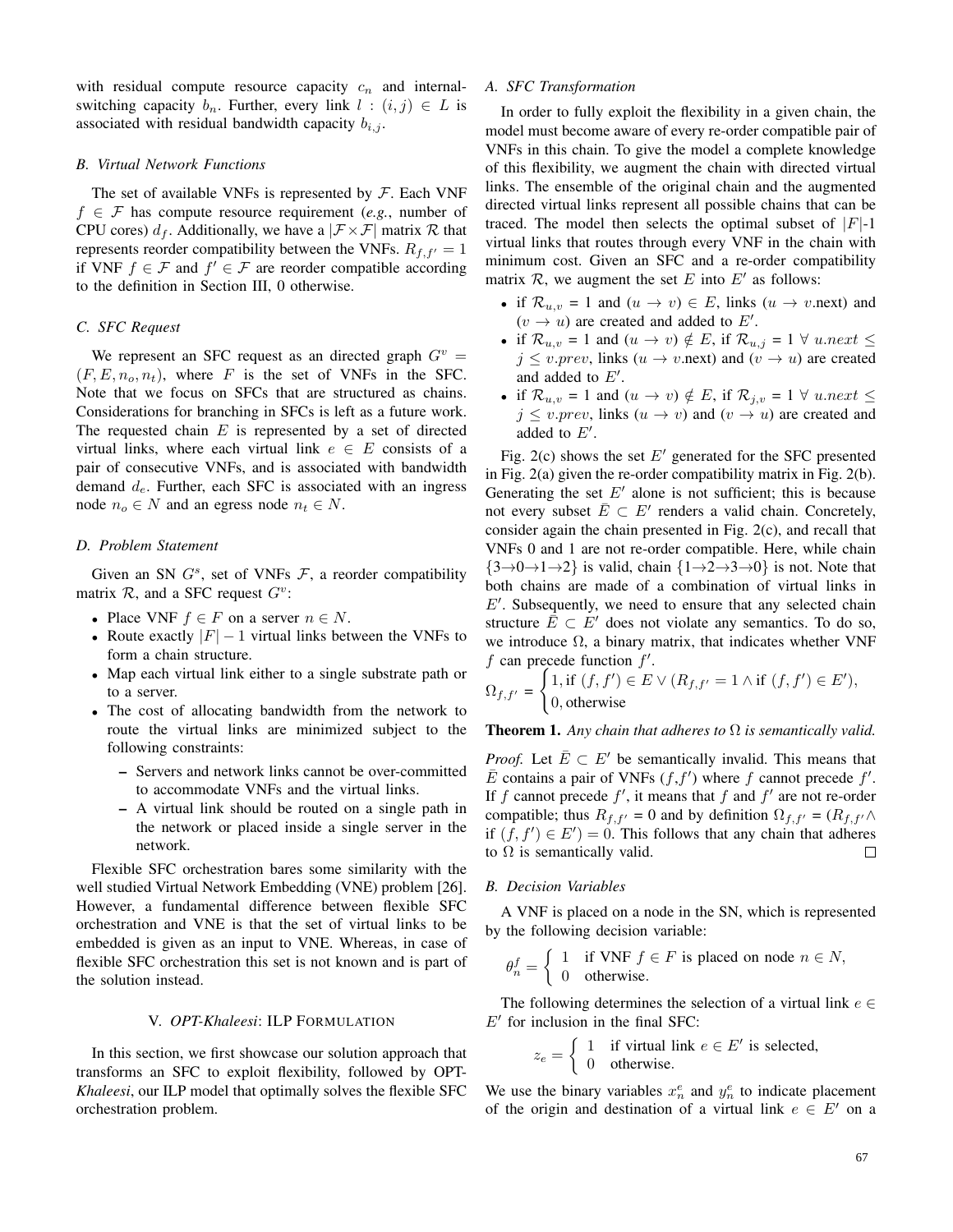with residual compute resource capacity $c_n$ and internal-switching capacity $b_n$. Further, every link $l : (i,j) \in L$ is associated with residual bandwidth capacity $b_{i,j}$.

### B. Virtual Network Functions

The set of available VNFs is represented by $\mathcal{F}$. Each VNF $f \in \mathcal{F}$ has compute resource requirement (*e.g.*, number of CPU cores) $d_f$. Additionally, we have a $|\mathcal{F} \times \mathcal{F}|$ matrix $\mathcal{R}$ that represents reorder compatibility between the VNFs. $R_{f,f'} = 1$ if VNF $f \in \mathcal{F}$ and $f' \in \mathcal{F}$ are reorder compatible according to the definition in Section III, 0 otherwise.

### C. SFC Request

We represent an SFC request as an directed graph $G^v = (F, E, n_o, n_t)$, where $F$ is the set of VNFs in the SFC. Note that we focus on SFCs that are structured as chains. Considerations for branching in SFCs is left as a future work. The requested chain $E$ is represented by a set of directed virtual links, where each virtual link $e \in E$ consists of a pair of consecutive VNFs, and is associated with bandwidth demand $d_e$. Further, each SFC is associated with an ingress node $n_o \in N$ and an egress node $n_t \in N$.

### D. Problem Statement

Given an SN $G^s$, set of VNFs $\mathcal{F}$, a reorder compatibility matrix $\mathcal{R}$, and a SFC request $G^v$:

- Place VNF $f \in F$ on a server $n \in N$.
- Route exactly $|F| - 1$ virtual links between the VNFs to form a chain structure.
- Map each virtual link either to a single substrate path or to a server.
- The cost of allocating bandwidth from the network to route the virtual links are minimized subject to the following constraints:
  - Servers and network links cannot be over-committed to accommodate VNFs and the virtual links.
  - A virtual link should be routed on a single path in the network or placed inside a single server in the network.

Flexible SFC orchestration bares some similarity with the well studied Virtual Network Embedding (VNE) problem [26]. However, a fundamental difference between flexible SFC orchestration and VNE is that the set of virtual links to be embedded is given as an input to VNE. Whereas, in case of flexible SFC orchestration this set is not known and is part of the solution instead.

## V. *OPT-Khaleesi*: ILP Formulation

In this section, we first showcase our solution approach that transforms an SFC to exploit flexibility, followed by OPT-*Khaleesi*, our ILP model that optimally solves the flexible SFC orchestration problem.

### A. SFC Transformation

In order to fully exploit the flexibility in a given chain, the model must become aware of every re-order compatible pair of VNFs in this chain. To give the model a complete knowledge of this flexibility, we augment the chain with directed virtual links. The ensemble of the original chain and the augmented directed virtual links represent all possible chains that can be traced. The model then selects the optimal subset of $|F|$-1 virtual links that routes through every VNF in the chain with minimum cost. Given an SFC and a re-order compatibility matrix $\mathcal{R}$, we augment the set $E$ into $E'$ as follows:

- if $\mathcal{R}_{u,v}$ = 1 and $(u \to v) \in E$, links ($u \to v$.next) and $(v \to u)$ are created and added to $E'$.
- if $\mathcal{R}_{u,v}$ = 1 and $(u \to v) \notin E$, if $\mathcal{R}_{u,j}$ = 1 $\forall$ $u.next \leq j \leq v.prev$, links ($u \to v$.next) and $(v \to u)$ are created and added to $E'$.
- if $\mathcal{R}_{u,v}$ = 1 and $(u \to v) \notin E$, if $\mathcal{R}_{j,v}$ = 1 $\forall$ $u.next \leq j \leq v.prev$, links $(u \to v)$ and $(v \to u)$ are created and added to $E'$.

Fig. 2(c) shows the set $E'$ generated for the SFC presented in Fig. 2(a) given the re-order compatibility matrix in Fig. 2(b). Generating the set $E'$ alone is not sufficient; this is because not every subset $\bar{E} \subset E'$ renders a valid chain. Concretely, consider again the chain presented in Fig. 2(c), and recall that VNFs 0 and 1 are not re-order compatible. Here, while chain $\{3 \to 0 \to 1 \to 2\}$ is valid, chain $\{1 \to 2 \to 3 \to 0\}$ is not. Note that both chains are made of a combination of virtual links in $E'$. Subsequently, we need to ensure that any selected chain structure $\bar{E} \subset E'$ does not violate any semantics. To do so, we introduce $\Omega$, a binary matrix, that indicates whether VNF $f$ can precede function $f'$.

$$\Omega_{f,f'} = \begin{cases} 1, \text{if } (f,f') \in E \vee (R_{f,f'} = 1 \wedge \text{if } (f,f') \in E'), \\ 0, \text{otherwise} \end{cases}$$

**Theorem 1.** *Any chain that adheres to $\Omega$ is semantically valid.*

*Proof.* Let $\bar{E} \subset E'$ be semantically invalid. This means that $\bar{E}$ contains a pair of VNFs $(f,f')$ where $f$ cannot precede $f'$. If $f$ cannot precede $f'$, it means that $f$ and $f'$ are not re-order compatible; thus $R_{f,f'}$ = 0 and by definition $\Omega_{f,f'}$ = ($R_{f,f'} \wedge$ if $(f,f') \in E'$) = 0. This follows that any chain that adheres to $\Omega$ is semantically valid. ☐

### B. Decision Variables

A VNF is placed on a node in the SN, which is represented by the following decision variable:

$$\theta_n^f = \begin{cases} 1 & \text{if VNF } f \in F \text{ is placed on node } n \in N, \\ 0 & \text{otherwise.} \end{cases}$$

The following determines the selection of a virtual link $e \in E'$ for inclusion in the final SFC:

$$z_e = \begin{cases} 1 & \text{if virtual link } e \in E' \text{ is selected,} \\ 0 & \text{otherwise.} \end{cases}$$

We use the binary variables $x_n^e$ and $y_n^e$ to indicate placement of the origin and destination of a virtual link $e \in E'$ on a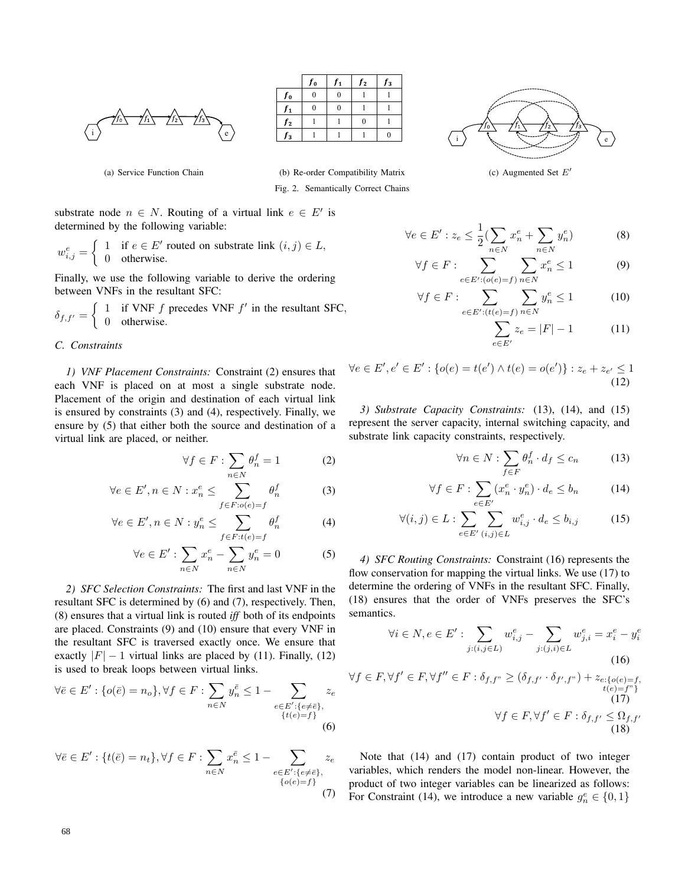|  | $f_0$ | $f_1$ | $f_2$ | $f_3$ |
|---|---|---|---|---|
| $f_0$ | 0 | 0 | 1 | 1 |
| $f_1$ | 0 | 0 | 1 | 1 |
| $f_2$ | 1 | 1 | 0 | 1 |
| $f_3$ | 1 | 1 | 1 | 0 |

(a) Service Function Chain (b) Re-order Compatibility Matrix (c) Augmented Set $E'$

Fig. 2. Semantically Correct Chains

substrate node $n \in N$. Routing of a virtual link $e \in E'$ is determined by the following variable:

$$w_{i,j}^e = \begin{cases} 1 & \text{if } e \in E' \text{ routed on substrate link } (i,j) \in L, \\ 0 & \text{otherwise.} \end{cases}$$

Finally, we use the following variable to derive the ordering between VNFs in the resultant SFC:

$$\delta_{f,f'} = \begin{cases} 1 & \text{if VNF } f \text{ precedes VNF } f' \text{ in the resultant SFC}, \\ 0 & \text{otherwise.} \end{cases}$$

### C. Constraints

*1) VNF Placement Constraints:* Constraint (2) ensures that each VNF is placed on at most a single substrate node. Placement of the origin and destination of each virtual link is ensured by constraints (3) and (4), respectively. Finally, we ensure by (5) that either both the source and destination of a virtual link are placed, or neither.

$$\forall f \in F : \sum_{n \in N} \theta_n^f = 1 \tag{2}$$

$$\forall e \in E', n \in N : x_n^e \leq \sum_{f \in F : o(e)=f} \theta_n^f \tag{3}$$

$$\forall e \in E', n \in N : y_n^e \leq \sum_{f \in F : t(e)=f} \theta_n^f \tag{4}$$

$$\forall e \in E' : \sum_{n \in N} x_n^e - \sum_{n \in N} y_n^e = 0 \tag{5}$$

*2) SFC Selection Constraints:* The first and last VNF in the resultant SFC is determined by (6) and (7), respectively. Then, (8) ensures that a virtual link is routed *iff* both of its endpoints are placed. Constraints (9) and (10) ensure that every VNF in the resultant SFC is traversed exactly once. We ensure that exactly $|F| - 1$ virtual links are placed by (11). Finally, (12) is used to break loops between virtual links.

$$\forall \bar{e} \in E' : \{o(\bar{e}) = n_o\}, \forall f \in F : \sum_{n \in N} y_n^{\bar{e}} \leq 1 - \sum_{\substack{e \in E' : \{e \neq \bar{e}\}, \\ \{t(e)=f\}}} z_e \tag{6}$$

$$\forall \bar{e} \in E' : \{t(\bar{e}) = n_t\}, \forall f \in F : \sum_{n \in N} x_n^{\bar{e}} \leq 1 - \sum_{\substack{e \in E' : \{e \neq \bar{e}\}, \\ \{o(e)=f\}}} z_e \tag{7}$$

$$\forall e \in E' : z_e \leq \frac{1}{2}\left(\sum_{n \in N} x_n^e + \sum_{n \in N} y_n^e\right) \tag{8}$$

$$\forall f \in F : \sum_{e \in E' : (o(e)=f)} \sum_{n \in N} x_n^e \leq 1 \tag{9}$$

$$\forall f \in F : \sum_{e \in E' : (t(e)=f)} \sum_{n \in N} y_n^e \leq 1 \tag{10}$$

$$\sum_{e \in E'} z_e = |F| - 1 \tag{11}$$

$$\forall e \in E', e' \in E' : \{o(e) = t(e') \wedge t(e) = o(e')\} : z_e + z_{e'} \leq 1 \tag{12}$$

*3) Substrate Capacity Constraints:* (13), (14), and (15) represent the server capacity, internal switching capacity, and substrate link capacity constraints, respectively.

$$\forall n \in N : \sum_{f \in F} \theta_n^f \cdot d_f \leq c_n \tag{13}$$

$$\forall f \in F : \sum_{e \in E'} (x_n^e \cdot y_n^e) \cdot d_e \leq b_n \tag{14}$$

$$\forall (i,j) \in L : \sum_{e \in E'} \sum_{(i,j) \in L} w_{i,j}^e \cdot d_e \leq b_{i,j} \tag{15}$$

*4) SFC Routing Constraints:* Constraint (16) represents the flow conservation for mapping the virtual links. We use (17) to determine the ordering of VNFs in the resultant SFC. Finally, (18) ensures that the order of VNFs preserves the SFC's semantics.

$$\forall i \in N, e \in E' : \sum_{j:(i,j \in L)} w_{i,j}^e - \sum_{j:(j,i) \in L} w_{j,i}^e = x_i^e - y_i^e \tag{16}$$

$$\forall f \in F, \forall f' \in F, \forall f'' \in F : \delta_{f,f''} \geq (\delta_{f,f'} \cdot \delta_{f',f''}) + z_{e:\{o(e)=f,\, t(e)=f''\}} \tag{17}$$

$$\forall f \in F, \forall f' \in F : \delta_{f,f'} \leq \Omega_{f,f'} \tag{18}$$

Note that (14) and (17) contain product of two integer variables, which renders the model non-linear. However, the product of two integer variables can be linearized as follows: For Constraint (14), we introduce a new variable $g_n^e \in \{0,1\}$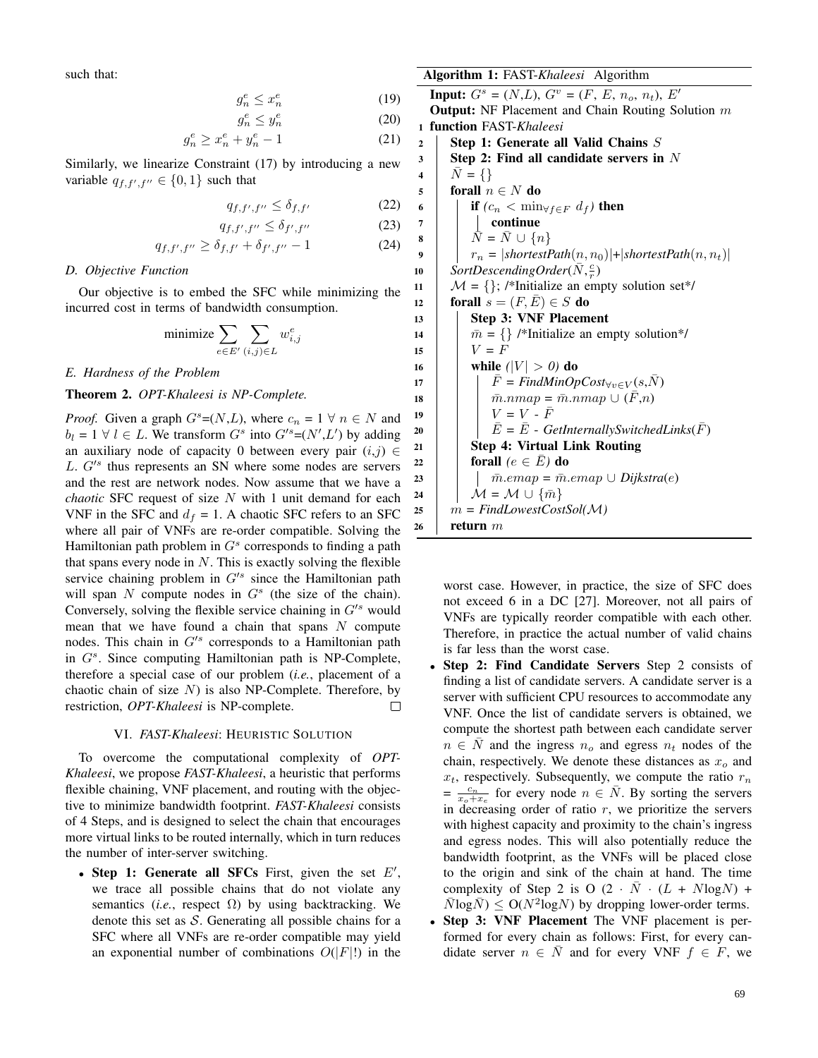such that:

$$g_n^e \leq x_n^e \tag{19}$$

$$g_n^e \leq y_n^e \tag{20}$$

$$g_n^e \geq x_n^e + y_n^e - 1 \tag{21}$$

Similarly, we linearize Constraint (17) by introducing a new variable $q_{f,f',f''} \in \{0, 1\}$ such that

$$q_{f,f',f''} \leq \delta_{f,f'} \tag{22}$$

$$q_{f,f',f''} \leq \delta_{f',f''} \tag{23}$$

$$q_{f,f',f''} \geq \delta_{f,f'} + \delta_{f',f''} - 1 \tag{24}$$

### D. Objective Function

Our objective is to embed the SFC while minimizing the incurred cost in terms of bandwidth consumption.

$$\text{minimize} \sum_{e \in E'} \sum_{(i,j) \in L} w_{i,j}^e$$

### E. Hardness of the Problem

**Theorem 2.** *OPT-Khaleesi is NP-Complete.*

*Proof.* Given a graph $G^s$=($N$,$L$), where $c_n$ = 1 $\forall$ $n \in N$ and $b_l$ = 1 $\forall$ $l \in L$. We transform $G^s$ into $G'^s$=($N'$,$L'$) by adding an auxiliary node of capacity 0 between every pair $(i,j) \in L$. $G'^s$ thus represents an SN where some nodes are servers and the rest are network nodes. Now assume that we have a *chaotic* SFC request of size $N$ with 1 unit demand for each VNF in the SFC and $d_f$ = 1. A chaotic SFC refers to an SFC where all pair of VNFs are re-order compatible. Solving the Hamiltonian path problem in $G^s$ corresponds to finding a path that spans every node in $N$. This is exactly solving the flexible service chaining problem in $G'^s$ since the Hamiltonian path will span $N$ compute nodes in $G^s$ (the size of the chain). Conversely, solving the flexible service chaining in $G'^s$ would mean that we have found a chain that spans $N$ compute nodes. This chain in $G'^s$ corresponds to a Hamiltonian path in $G^s$. Since computing Hamiltonian path is NP-Complete, therefore a special case of our problem (*i.e.*, placement of a chaotic chain of size $N$) is also NP-Complete. Therefore, by restriction, *OPT-Khaleesi* is NP-complete. □

## VI. *FAST-Khaleesi*: Heuristic Solution

To overcome the computational complexity of *OPT-Khaleesi*, we propose ***FAST-Khaleesi***, a heuristic that performs flexible chaining, VNF placement, and routing with the objective to minimize bandwidth footprint. ***FAST-Khaleesi*** consists of 4 Steps, and is designed to select the chain that encourages more virtual links to be routed internally, which in turn reduces the number of inter-server switching.

- **Step 1: Generate all SFCs** First, given the set $E'$, we trace all possible chains that do not violate any semantics (*i.e.*, respect $\Omega$) by using backtracking. We denote this set as $\mathcal{S}$. Generating all possible chains for a SFC where all VNFs are re-order compatible may yield an exponential number of combinations $O(|F|!)$ in the worst case. However, in practice, the size of SFC does not exceed 6 in a DC [27]. Moreover, not all pairs of VNFs are typically reorder compatible with each other. Therefore, in practice the actual number of valid chains is far less than the worst case.
- **Step 2: Find Candidate Servers** Step 2 consists of finding a list of candidate servers. A candidate server is a server with sufficient CPU resources to accommodate any VNF. Once the list of candidate servers is obtained, we compute the shortest path between each candidate server $n \in \bar{N}$ and the ingress $n_o$ and egress $n_t$ nodes of the chain, respectively. We denote these distances as $x_o$ and $x_t$, respectively. Subsequently, we compute the ratio $r_n$ = $\frac{c_n}{x_o+x_e}$ for every node $n \in \bar{N}$. By sorting the servers in decreasing order of ratio $r$, we prioritize the servers with highest capacity and proximity to the chain's ingress and egress nodes. This will also potentially reduce the bandwidth footprint, as the VNFs will be placed close to the origin and sink of the chain at hand. The time complexity of Step 2 is O ($2 \cdot \bar{N} \cdot (L + N\log N)$ + $\bar{N}\log\bar{N}$) $\leq$ O($N^2\log N$) by dropping lower-order terms.
- **Step 3: VNF Placement** The VNF placement is performed for every chain as follows: First, for every candidate server $n \in \bar{N}$ and for every VNF $f \in F$, we

**Algorithm 1:** FAST-*Khaleesi* Algorithm

```
Input: G^s = (N,L), G^v = (F, E, n_o, n_t), E'
Output: NF Placement and Chain Routing Solution m
1  function FAST-Khaleesi
2      Step 1: Generate all Valid Chains S
3      Step 2: Find all candidate servers in N
4      N̄ = {}
5      forall n ∈ N do
6          if (c_n < min_{∀f∈F} d_f) then
7              continue
8          N̄ = N̄ ∪ {n}
9          r_n = |shortestPath(n, n_0)|+|shortestPath(n, n_t)|
10     SortDescendingOrder(N̄, c/r)
11     M = {}; /*Initialize an empty solution set*/
12     forall s = (F, Ē) ∈ S do
13         Step 3: VNF Placement
14         m̄ = {} /*Initialize an empty solution*/
15         V = F
16         while (|V| > 0) do
17             F̄ = FindMinOpCost_{∀v∈V}(s,N̄)
18             m̄.nmap = m̄.nmap ∪ (F̄,n)
19             V = V - F̄
20             Ē = Ē - GetInternallySwitchedLinks(F̄)
21         Step 4: Virtual Link Routing
22         forall (e ∈ Ē) do
23             m̄.emap = m̄.emap ∪ Dijkstra(e)
24         M = M ∪ {m̄}
25     m = FindLowestCostSol(M)
26     return m
```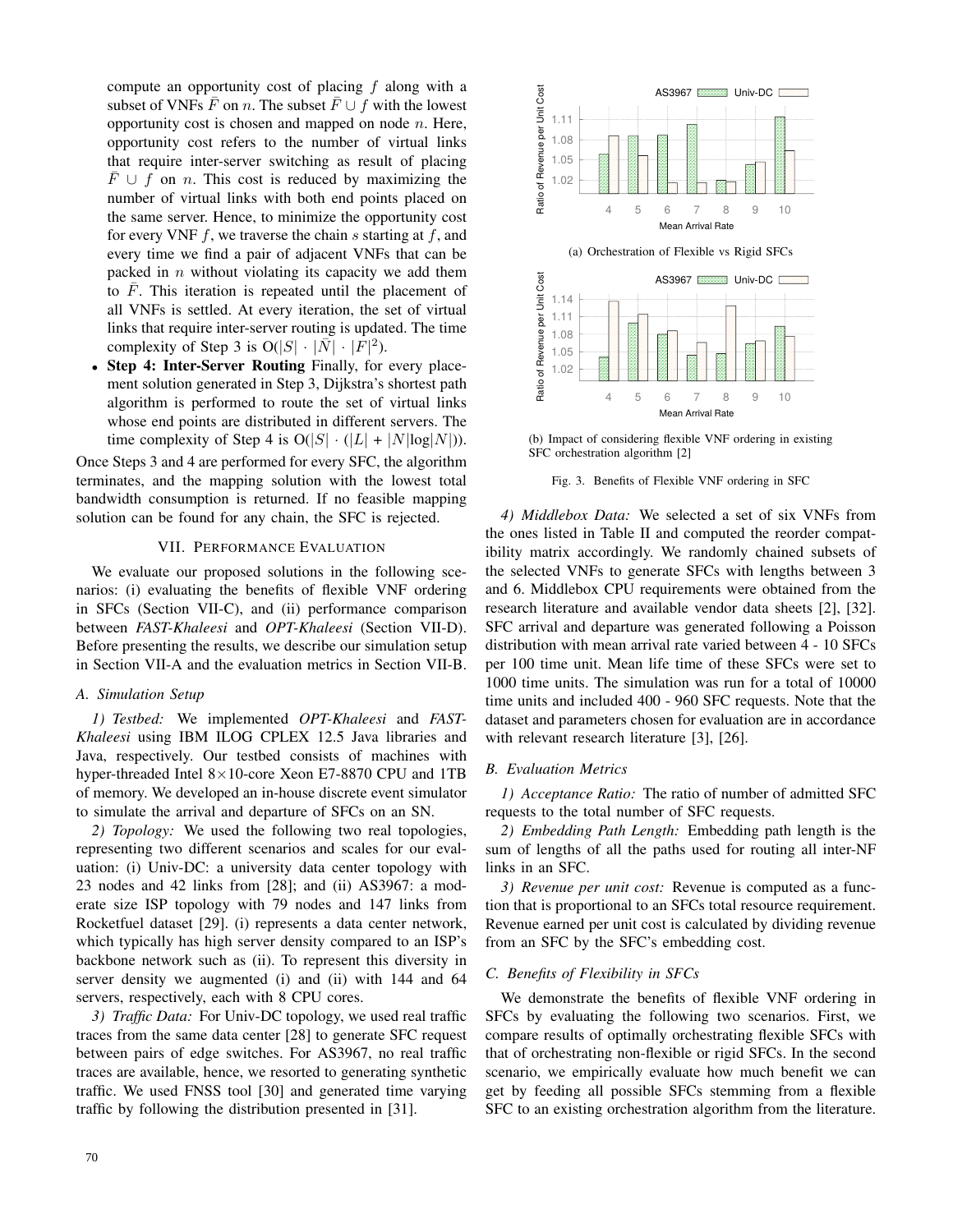compute an opportunity cost of placing $f$ along with a subset of VNFs $\bar{F}$ on $n$. The subset $\bar{F} \cup f$ with the lowest opportunity cost is chosen and mapped on node $n$. Here, opportunity cost refers to the number of virtual links that require inter-server switching as result of placing $\bar{F} \cup f$ on $n$. This cost is reduced by maximizing the number of virtual links with both end points placed on the same server. Hence, to minimize the opportunity cost for every VNF $f$, we traverse the chain $s$ starting at $f$, and every time we find a pair of adjacent VNFs that can be packed in $n$ without violating its capacity we add them to $\bar{F}$. This iteration is repeated until the placement of all VNFs is settled. At every iteration, the set of virtual links that require inter-server routing is updated. The time complexity of Step 3 is $O(|S| \cdot |\bar{N}| \cdot |F|^2)$.

- **Step 4: Inter-Server Routing** Finally, for every placement solution generated in Step 3, Dijkstra's shortest path algorithm is performed to route the set of virtual links whose end points are distributed in different servers. The time complexity of Step 4 is $O(|S| \cdot (|L| + |N|\log|N|))$.

Once Steps 3 and 4 are performed for every SFC, the algorithm terminates, and the mapping solution with the lowest total bandwidth consumption is returned. If no feasible mapping solution can be found for any chain, the SFC is rejected.

## VII. Performance Evaluation

We evaluate our proposed solutions in the following scenarios: (i) evaluating the benefits of flexible VNF ordering in SFCs (Section VII-C), and (ii) performance comparison between *FAST-Khaleesi* and *OPT-Khaleesi* (Section VII-D). Before presenting the results, we describe our simulation setup in Section VII-A and the evaluation metrics in Section VII-B.

### A. Simulation Setup

*1) Testbed:* We implemented *OPT-Khaleesi* and *FAST-Khaleesi* using IBM ILOG CPLEX 12.5 Java libraries and Java, respectively. Our testbed consists of machines with hyper-threaded Intel 8×10-core Xeon E7-8870 CPU and 1TB of memory. We developed an in-house discrete event simulator to simulate the arrival and departure of SFCs on an SN.

*2) Topology:* We used the following two real topologies, representing two different scenarios and scales for our evaluation: (i) Univ-DC: a university data center topology with 23 nodes and 42 links from [28]; and (ii) AS3967: a moderate size ISP topology with 79 nodes and 147 links from Rocketfuel dataset [29]. (i) represents a data center network, which typically has high server density compared to an ISP's backbone network such as (ii). To represent this diversity in server density we augmented (i) and (ii) with 144 and 64 servers, respectively, each with 8 CPU cores.

*3) Traffic Data:* For Univ-DC topology, we used real traffic traces from the same data center [28] to generate SFC request between pairs of edge switches. For AS3967, no real traffic traces are available, hence, we resorted to generating synthetic traffic. We used FNSS tool [30] and generated time varying traffic by following the distribution presented in [31].

(a) Orchestration of Flexible vs Rigid SFCs

(b) Impact of considering flexible VNF ordering in existing SFC orchestration algorithm [2]

Fig. 3. Benefits of Flexible VNF ordering in SFC

*4) Middlebox Data:* We selected a set of six VNFs from the ones listed in Table II and computed the reorder compatibility matrix accordingly. We randomly chained subsets of the selected VNFs to generate SFCs with lengths between 3 and 6. Middlebox CPU requirements were obtained from the research literature and available vendor data sheets [2], [32]. SFC arrival and departure was generated following a Poisson distribution with mean arrival rate varied between 4 - 10 SFCs per 100 time unit. Mean life time of these SFCs were set to 1000 time units. The simulation was run for a total of 10000 time units and included 400 - 960 SFC requests. Note that the dataset and parameters chosen for evaluation are in accordance with relevant research literature [3], [26].

### B. Evaluation Metrics

*1) Acceptance Ratio:* The ratio of number of admitted SFC requests to the total number of SFC requests.

*2) Embedding Path Length:* Embedding path length is the sum of lengths of all the paths used for routing all inter-NF links in an SFC.

*3) Revenue per unit cost:* Revenue is computed as a function that is proportional to an SFCs total resource requirement. Revenue earned per unit cost is calculated by dividing revenue from an SFC by the SFC's embedding cost.

### C. Benefits of Flexibility in SFCs

We demonstrate the benefits of flexible VNF ordering in SFCs by evaluating the following two scenarios. First, we compare results of optimally orchestrating flexible SFCs with that of orchestrating non-flexible or rigid SFCs. In the second scenario, we empirically evaluate how much benefit we can get by feeding all possible SFCs stemming from a flexible SFC to an existing orchestration algorithm from the literature.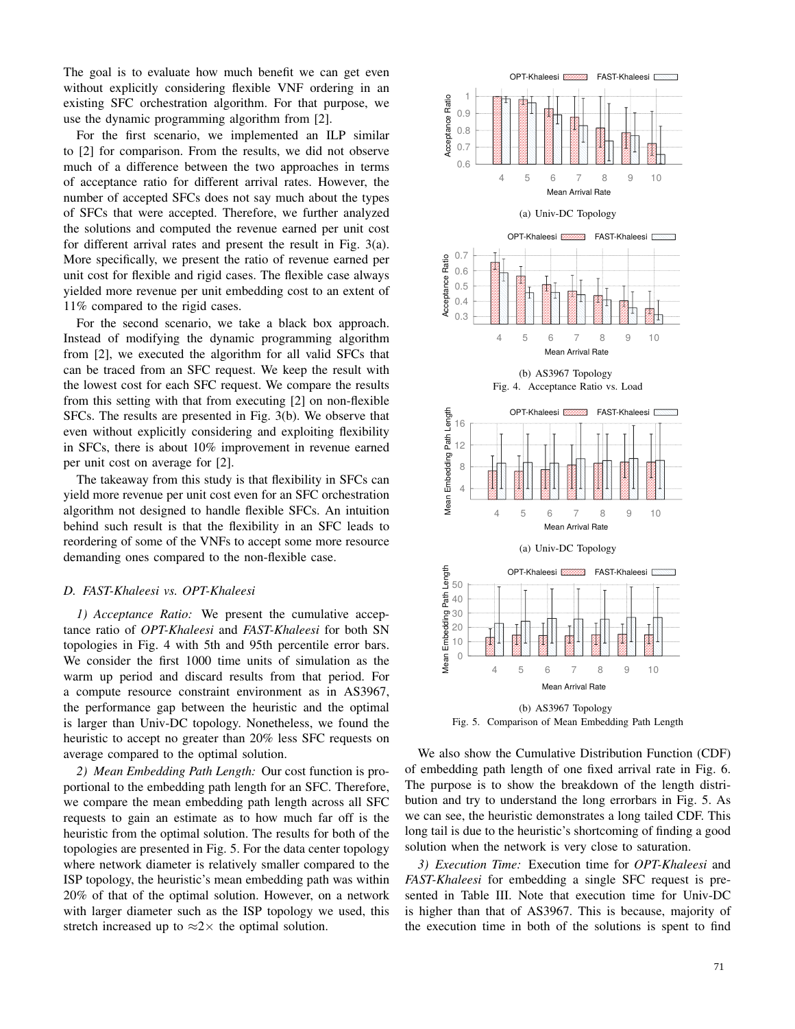The goal is to evaluate how much benefit we can get even without explicitly considering flexible VNF ordering in an existing SFC orchestration algorithm. For that purpose, we use the dynamic programming algorithm from [2].

For the first scenario, we implemented an ILP similar to [2] for comparison. From the results, we did not observe much of a difference between the two approaches in terms of acceptance ratio for different arrival rates. However, the number of accepted SFCs does not say much about the types of SFCs that were accepted. Therefore, we further analyzed the solutions and computed the revenue earned per unit cost for different arrival rates and present the result in Fig. 3(a). More specifically, we present the ratio of revenue earned per unit cost for flexible and rigid cases. The flexible case always yielded more revenue per unit embedding cost to an extent of 11% compared to the rigid cases.

For the second scenario, we take a black box approach. Instead of modifying the dynamic programming algorithm from [2], we executed the algorithm for all valid SFCs that can be traced from an SFC request. We keep the result with the lowest cost for each SFC request. We compare the results from this setting with that from executing [2] on non-flexible SFCs. The results are presented in Fig. 3(b). We observe that even without explicitly considering and exploiting flexibility in SFCs, there is about 10% improvement in revenue earned per unit cost on average for [2].

The takeaway from this study is that flexibility in SFCs can yield more revenue per unit cost even for an SFC orchestration algorithm not designed to handle flexible SFCs. An intuition behind such result is that the flexibility in an SFC leads to reordering of some of the VNFs to accept some more resource demanding ones compared to the non-flexible case.

### D. FAST-Khaleesi vs. OPT-Khaleesi

*1) Acceptance Ratio:* We present the cumulative acceptance ratio of *OPT-Khaleesi* and *FAST-Khaleesi* for both SN topologies in Fig. 4 with 5th and 95th percentile error bars. We consider the first 1000 time units of simulation as the warm up period and discard results from that period. For a compute resource constraint environment as in AS3967, the performance gap between the heuristic and the optimal is larger than Univ-DC topology. Nonetheless, we found the heuristic to accept no greater than 20% less SFC requests on average compared to the optimal solution.

*2) Mean Embedding Path Length:* Our cost function is proportional to the embedding path length for an SFC. Therefore, we compare the mean embedding path length across all SFC requests to gain an estimate as to how much far off is the heuristic from the optimal solution. The results for both of the topologies are presented in Fig. 5. For the data center topology where network diameter is relatively smaller compared to the ISP topology, the heuristic's mean embedding path was within 20% of that of the optimal solution. However, on a network with larger diameter such as the ISP topology we used, this stretch increased up to $\approx 2\times$ the optimal solution.

(a) Univ-DC Topology

(b) AS3967 Topology

Fig. 4. Acceptance Ratio vs. Load

(a) Univ-DC Topology

(b) AS3967 Topology

Fig. 5. Comparison of Mean Embedding Path Length

We also show the Cumulative Distribution Function (CDF) of embedding path length of one fixed arrival rate in Fig. 6. The purpose is to show the breakdown of the length distribution and try to understand the long errorbars in Fig. 5. As we can see, the heuristic demonstrates a long tailed CDF. This long tail is due to the heuristic's shortcoming of finding a good solution when the network is very close to saturation.

*3) Execution Time:* Execution time for *OPT-Khaleesi* and *FAST-Khaleesi* for embedding a single SFC request is presented in Table III. Note that execution time for Univ-DC is higher than that of AS3967. This is because, majority of the execution time in both of the solutions is spent to find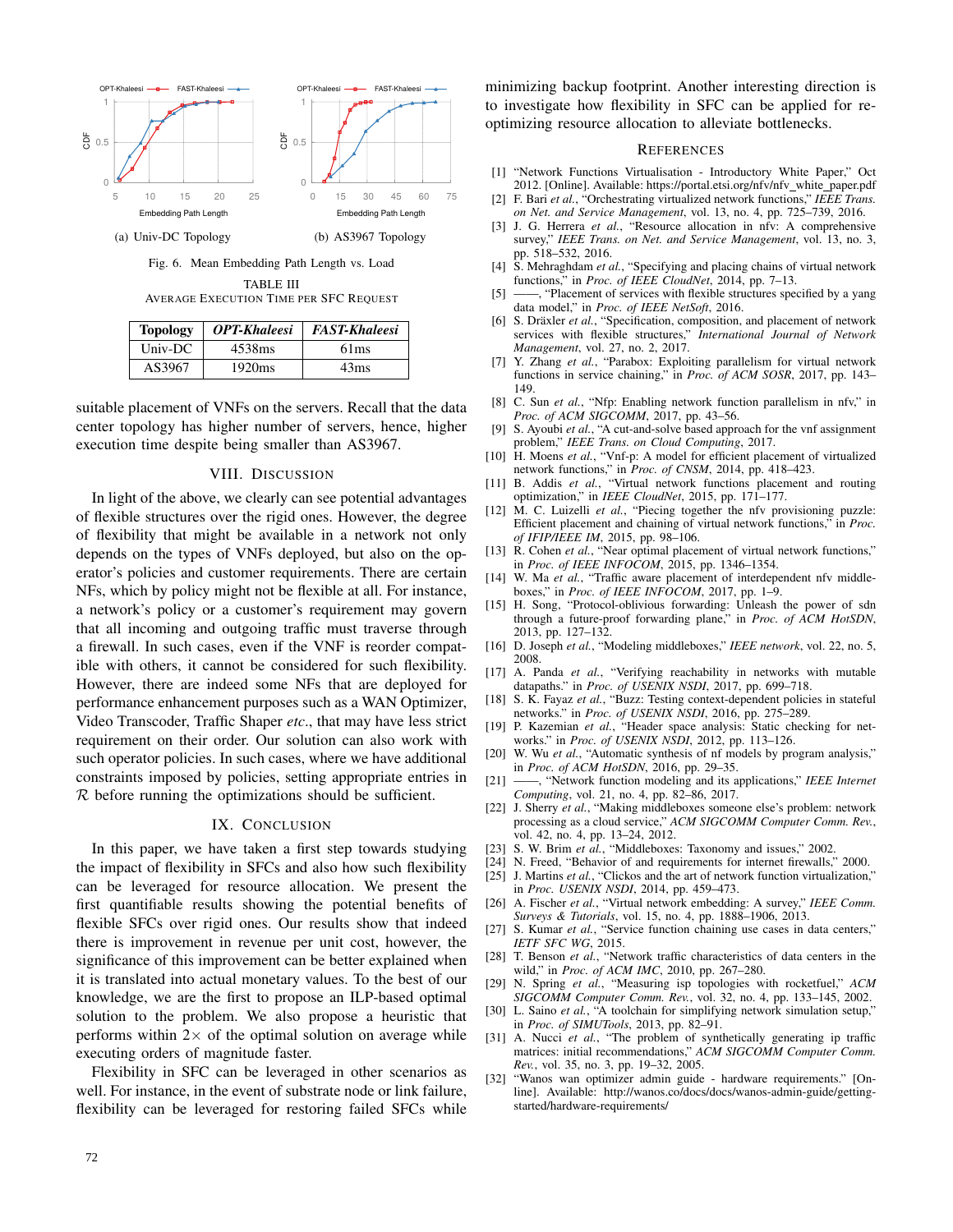OPT-Khaleesi
FAST-Khaleesi
CDF
1
0.5
0
5
10
15
20
25
Embedding Path Length

(a) Univ-DC Topology

OPT-Khaleesi
FAST-Khaleesi
CDF
1
0.5
0
0
15
30
45
60
75
Embedding Path Length

(b) AS3967 Topology

Fig. 6. Mean Embedding Path Length vs. Load

TABLE III
AVERAGE EXECUTION TIME PER SFC REQUEST

| Topology | *OPT-Khaleesi* | *FAST-Khaleesi* |
|---|---|---|
| Univ-DC | 4538ms | 61ms |
| AS3967 | 1920ms | 43ms |

suitable placement of VNFs on the servers. Recall that the data center topology has higher number of servers, hence, higher execution time despite being smaller than AS3967.

## VIII. Discussion

In light of the above, we clearly can see potential advantages of flexible structures over the rigid ones. However, the degree of flexibility that might be available in a network not only depends on the types of VNFs deployed, but also on the operator's policies and customer requirements. There are certain NFs, which by policy might not be flexible at all. For instance, a network's policy or a customer's requirement may govern that all incoming and outgoing traffic must traverse through a firewall. In such cases, even if the VNF is reorder compatible with others, it cannot be considered for such flexibility. However, there are indeed some NFs that are deployed for performance enhancement purposes such as a WAN Optimizer, Video Transcoder, Traffic Shaper *etc*., that may have less strict requirement on their order. Our solution can also work with such operator policies. In such cases, where we have additional constraints imposed by policies, setting appropriate entries in $\mathcal{R}$ before running the optimizations should be sufficient.

## IX. Conclusion

In this paper, we have taken a first step towards studying the impact of flexibility in SFCs and also how such flexibility can be leveraged for resource allocation. We present the first quantifiable results showing the potential benefits of flexible SFCs over rigid ones. Our results show that indeed there is improvement in revenue per unit cost, however, the significance of this improvement can be better explained when it is translated into actual monetary values. To the best of our knowledge, we are the first to propose an ILP-based optimal solution to the problem. We also propose a heuristic that performs within $2\times$ of the optimal solution on average while executing orders of magnitude faster.

Flexibility in SFC can be leveraged in other scenarios as well. For instance, in the event of substrate node or link failure, flexibility can be leveraged for restoring failed SFCs while minimizing backup footprint. Another interesting direction is to investigate how flexibility in SFC can be applied for re-optimizing resource allocation to alleviate bottlenecks.

## References

[1] "Network Functions Virtualisation - Introductory White Paper," Oct 2012. [Online]. Available: https://portal.etsi.org/nfv/nfv_white_paper.pdf

[2] F. Bari *et al.*, "Orchestrating virtualized network functions," *IEEE Trans. on Net. and Service Management*, vol. 13, no. 4, pp. 725–739, 2016.

[3] J. G. Herrera *et al.*, "Resource allocation in nfv: A comprehensive survey," *IEEE Trans. on Net. and Service Management*, vol. 13, no. 3, pp. 518–532, 2016.

[4] S. Mehraghdam *et al.*, "Specifying and placing chains of virtual network functions," in *Proc. of IEEE CloudNet*, 2014, pp. 7–13.

[5] ——, "Placement of services with flexible structures specified by a yang data model," in *Proc. of IEEE NetSoft*, 2016.

[6] S. Dräxler *et al.*, "Specification, composition, and placement of network services with flexible structures," *International Journal of Network Management*, vol. 27, no. 2, 2017.

[7] Y. Zhang *et al.*, "Parabox: Exploiting parallelism for virtual network functions in service chaining," in *Proc. of ACM SOSR*, 2017, pp. 143–149.

[8] C. Sun *et al.*, "Nfp: Enabling network function parallelism in nfv," in *Proc. of ACM SIGCOMM*, 2017, pp. 43–56.

[9] S. Ayoubi *et al.*, "A cut-and-solve based approach for the vnf assignment problem," *IEEE Trans. on Cloud Computing*, 2017.

[10] H. Moens *et al.*, "Vnf-p: A model for efficient placement of virtualized network functions," in *Proc. of CNSM*, 2014, pp. 418–423.

[11] B. Addis *et al.*, "Virtual network functions placement and routing optimization," in *IEEE CloudNet*, 2015, pp. 171–177.

[12] M. C. Luizelli *et al.*, "Piecing together the nfv provisioning puzzle: Efficient placement and chaining of virtual network functions," in *Proc. of IFIP/IEEE IM*, 2015, pp. 98–106.

[13] R. Cohen *et al.*, "Near optimal placement of virtual network functions," in *Proc. of IEEE INFOCOM*, 2015, pp. 1346–1354.

[14] W. Ma *et al.*, "Traffic aware placement of interdependent nfv middleboxes," in *Proc. of IEEE INFOCOM*, 2017, pp. 1–9.

[15] H. Song, "Protocol-oblivious forwarding: Unleash the power of sdn through a future-proof forwarding plane," in *Proc. of ACM HotSDN*, 2013, pp. 127–132.

[16] D. Joseph *et al.*, "Modeling middleboxes," *IEEE network*, vol. 22, no. 5, 2008.

[17] A. Panda *et al.*, "Verifying reachability in networks with mutable datapaths." in *Proc. of USENIX NSDI*, 2017, pp. 699–718.

[18] S. K. Fayaz *et al.*, "Buzz: Testing context-dependent policies in stateful networks." in *Proc. of USENIX NSDI*, 2016, pp. 275–289.

[19] P. Kazemian *et al.*, "Header space analysis: Static checking for networks." in *Proc. of USENIX NSDI*, 2012, pp. 113–126.

[20] W. Wu *et al.*, "Automatic synthesis of nf models by program analysis," in *Proc. of ACM HotSDN*, 2016, pp. 29–35.

[21] ——, "Network function modeling and its applications," *IEEE Internet Computing*, vol. 21, no. 4, pp. 82–86, 2017.

[22] J. Sherry *et al.*, "Making middleboxes someone else's problem: network processing as a cloud service," *ACM SIGCOMM Computer Comm. Rev.*, vol. 42, no. 4, pp. 13–24, 2012.

[23] S. W. Brim *et al.*, "Middleboxes: Taxonomy and issues," 2002.

[24] N. Freed, "Behavior of and requirements for internet firewalls," 2000.

[25] J. Martins *et al.*, "Clickos and the art of network function virtualization," in *Proc. USENIX NSDI*, 2014, pp. 459–473.

[26] A. Fischer *et al.*, "Virtual network embedding: A survey," *IEEE Comm. Surveys & Tutorials*, vol. 15, no. 4, pp. 1888–1906, 2013.

[27] S. Kumar *et al.*, "Service function chaining use cases in data centers," *IETF SFC WG*, 2015.

[28] T. Benson *et al.*, "Network traffic characteristics of data centers in the wild," in *Proc. of ACM IMC*, 2010, pp. 267–280.

[29] N. Spring *et al.*, "Measuring isp topologies with rocketfuel," *ACM SIGCOMM Computer Comm. Rev.*, vol. 32, no. 4, pp. 133–145, 2002.

[30] L. Saino *et al.*, "A toolchain for simplifying network simulation setup," in *Proc. of SIMUTools*, 2013, pp. 82–91.

[31] A. Nucci *et al.*, "The problem of synthetically generating ip traffic matrices: initial recommendations," *ACM SIGCOMM Computer Comm. Rev.*, vol. 35, no. 3, pp. 19–32, 2005.

[32] "Wanos wan optimizer admin guide - hardware requirements," [Online]. Available: http://wanos.co/docs/docs/wanos-admin-guide/getting-started/hardware-requirements/